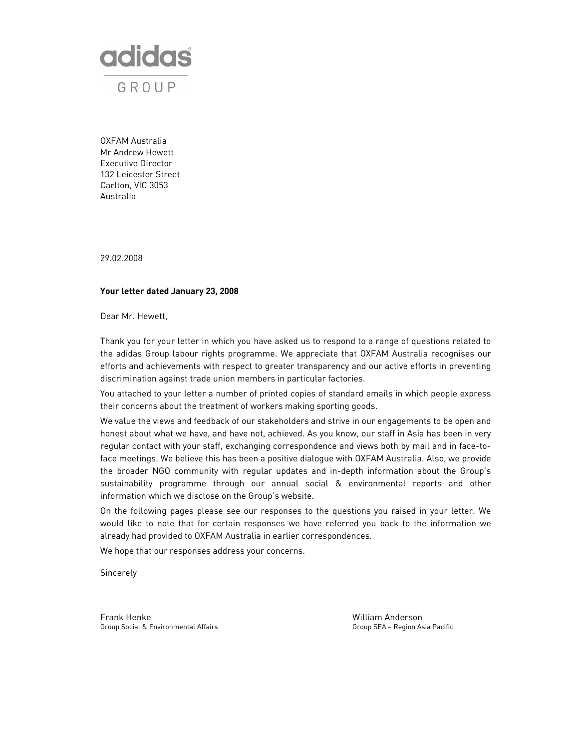adidas

GROUP

OXFAM Australia
Mr Andrew Hewett
Executive Director
132 Leicester Street
Carlton, VIC 3053
Australia

29.02.2008

**Your letter dated January 23, 2008**

Dear Mr. Hewett,

Thank you for your letter in which you have asked us to respond to a range of questions related to the adidas Group labour rights programme. We appreciate that OXFAM Australia recognises our efforts and achievements with respect to greater transparency and our active efforts in preventing discrimination against trade union members in particular factories.

You attached to your letter a number of printed copies of standard emails in which people express their concerns about the treatment of workers making sporting goods.

We value the views and feedback of our stakeholders and strive in our engagements to be open and honest about what we have, and have not, achieved. As you know, our staff in Asia has been in very regular contact with your staff, exchanging correspondence and views both by mail and in face-to-face meetings. We believe this has been a positive dialogue with OXFAM Australia. Also, we provide the broader NGO community with regular updates and in-depth information about the Group's sustainability programme through our annual social & environmental reports and other information which we disclose on the Group's website.

On the following pages please see our responses to the questions you raised in your letter. We would like to note that for certain responses we have referred you back to the information we already had provided to OXFAM Australia in earlier correspondences.

We hope that our responses address your concerns.

Sincerely

Frank Henke
Group Social & Environmental Affairs

William Anderson
Group SEA – Region Asia Pacific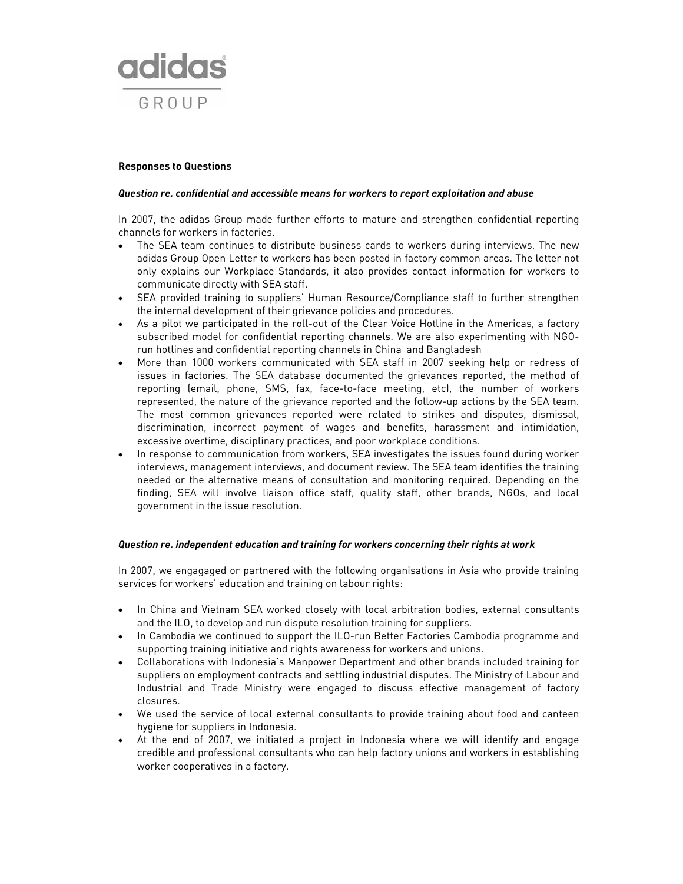**Responses to Questions**

***Question re. confidential and accessible means for workers to report exploitation and abuse***

In 2007, the adidas Group made further efforts to mature and strengthen confidential reporting channels for workers in factories.

- The SEA team continues to distribute business cards to workers during interviews. The new adidas Group Open Letter to workers has been posted in factory common areas. The letter not only explains our Workplace Standards, it also provides contact information for workers to communicate directly with SEA staff.
- SEA provided training to suppliers' Human Resource/Compliance staff to further strengthen the internal development of their grievance policies and procedures.
- As a pilot we participated in the roll-out of the Clear Voice Hotline in the Americas, a factory subscribed model for confidential reporting channels. We are also experimenting with NGO-run hotlines and confidential reporting channels in China and Bangladesh
- More than 1000 workers communicated with SEA staff in 2007 seeking help or redress of issues in factories. The SEA database documented the grievances reported, the method of reporting (email, phone, SMS, fax, face-to-face meeting, etc), the number of workers represented, the nature of the grievance reported and the follow-up actions by the SEA team. The most common grievances reported were related to strikes and disputes, dismissal, discrimination, incorrect payment of wages and benefits, harassment and intimidation, excessive overtime, disciplinary practices, and poor workplace conditions.
- In response to communication from workers, SEA investigates the issues found during worker interviews, management interviews, and document review. The SEA team identifies the training needed or the alternative means of consultation and monitoring required. Depending on the finding, SEA will involve liaison office staff, quality staff, other brands, NGOs, and local government in the issue resolution.

***Question re. independent education and training for workers concerning their rights at work***

In 2007, we engagaged or partnered with the following organisations in Asia who provide training services for workers' education and training on labour rights:

- In China and Vietnam SEA worked closely with local arbitration bodies, external consultants and the ILO, to develop and run dispute resolution training for suppliers.
- In Cambodia we continued to support the ILO-run Better Factories Cambodia programme and supporting training initiative and rights awareness for workers and unions.
- Collaborations with Indonesia's Manpower Department and other brands included training for suppliers on employment contracts and settling industrial disputes. The Ministry of Labour and Industrial and Trade Ministry were engaged to discuss effective management of factory closures.
- We used the service of local external consultants to provide training about food and canteen hygiene for suppliers in Indonesia.
- At the end of 2007, we initiated a project in Indonesia where we will identify and engage credible and professional consultants who can help factory unions and workers in establishing worker cooperatives in a factory.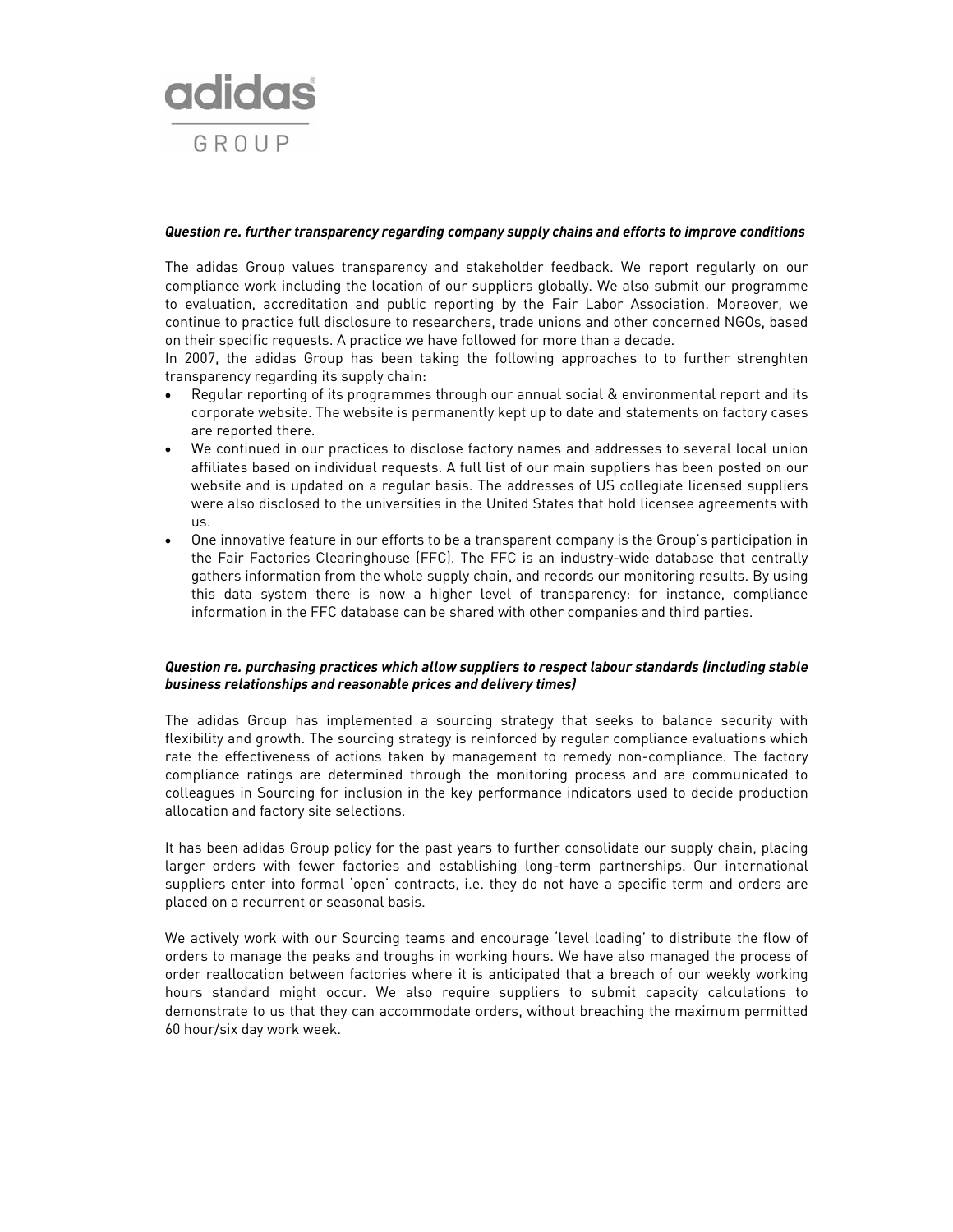***Question re. further transparency regarding company supply chains and efforts to improve conditions***

The adidas Group values transparency and stakeholder feedback. We report regularly on our compliance work including the location of our suppliers globally. We also submit our programme to evaluation, accreditation and public reporting by the Fair Labor Association. Moreover, we continue to practice full disclosure to researchers, trade unions and other concerned NGOs, based on their specific requests. A practice we have followed for more than a decade.

In 2007, the adidas Group has been taking the following approaches to to further strenghten transparency regarding its supply chain:

- Regular reporting of its programmes through our annual social & environmental report and its corporate website. The website is permanently kept up to date and statements on factory cases are reported there.
- We continued in our practices to disclose factory names and addresses to several local union affiliates based on individual requests. A full list of our main suppliers has been posted on our website and is updated on a regular basis. The addresses of US collegiate licensed suppliers were also disclosed to the universities in the United States that hold licensee agreements with us.
- One innovative feature in our efforts to be a transparent company is the Group's participation in the Fair Factories Clearinghouse (FFC). The FFC is an industry-wide database that centrally gathers information from the whole supply chain, and records our monitoring results. By using this data system there is now a higher level of transparency: for instance, compliance information in the FFC database can be shared with other companies and third parties.

***Question re. purchasing practices which allow suppliers to respect labour standards (including stable business relationships and reasonable prices and delivery times)***

The adidas Group has implemented a sourcing strategy that seeks to balance security with flexibility and growth. The sourcing strategy is reinforced by regular compliance evaluations which rate the effectiveness of actions taken by management to remedy non-compliance. The factory compliance ratings are determined through the monitoring process and are communicated to colleagues in Sourcing for inclusion in the key performance indicators used to decide production allocation and factory site selections.

It has been adidas Group policy for the past years to further consolidate our supply chain, placing larger orders with fewer factories and establishing long-term partnerships. Our international suppliers enter into formal 'open' contracts, i.e. they do not have a specific term and orders are placed on a recurrent or seasonal basis.

We actively work with our Sourcing teams and encourage 'level loading' to distribute the flow of orders to manage the peaks and troughs in working hours. We have also managed the process of order reallocation between factories where it is anticipated that a breach of our weekly working hours standard might occur. We also require suppliers to submit capacity calculations to demonstrate to us that they can accommodate orders, without breaching the maximum permitted 60 hour/six day work week.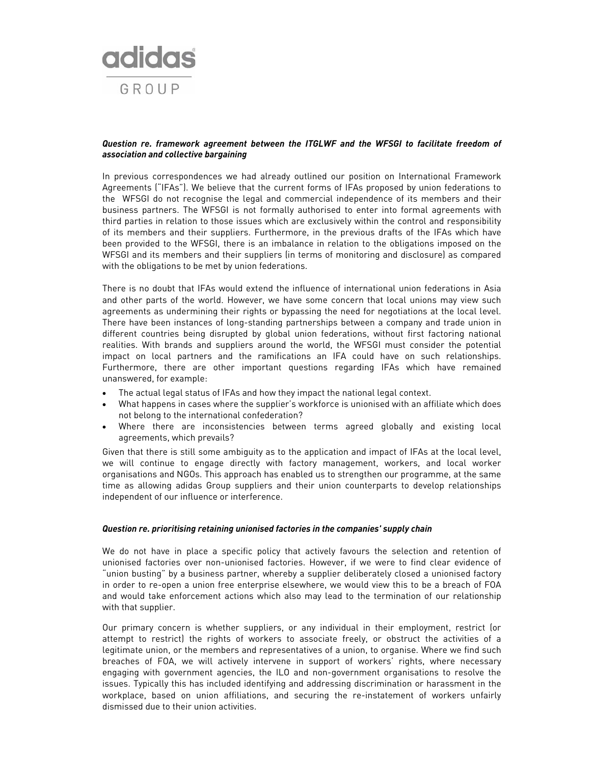adidas GROUP

***Question re. framework agreement between the ITGLWF and the WFSGI to facilitate freedom of association and collective bargaining***

In previous correspondences we had already outlined our position on International Framework Agreements ("IFAs"). We believe that the current forms of IFAs proposed by union federations to the WFSGI do not recognise the legal and commercial independence of its members and their business partners. The WFSGI is not formally authorised to enter into formal agreements with third parties in relation to those issues which are exclusively within the control and responsibility of its members and their suppliers. Furthermore, in the previous drafts of the IFAs which have been provided to the WFSGI, there is an imbalance in relation to the obligations imposed on the WFSGI and its members and their suppliers (in terms of monitoring and disclosure) as compared with the obligations to be met by union federations.

There is no doubt that IFAs would extend the influence of international union federations in Asia and other parts of the world. However, we have some concern that local unions may view such agreements as undermining their rights or bypassing the need for negotiations at the local level. There have been instances of long-standing partnerships between a company and trade union in different countries being disrupted by global union federations, without first factoring national realities. With brands and suppliers around the world, the WFSGI must consider the potential impact on local partners and the ramifications an IFA could have on such relationships. Furthermore, there are other important questions regarding IFAs which have remained unanswered, for example:

- The actual legal status of IFAs and how they impact the national legal context.
- What happens in cases where the supplier's workforce is unionised with an affiliate which does not belong to the international confederation?
- Where there are inconsistencies between terms agreed globally and existing local agreements, which prevails?

Given that there is still some ambiguity as to the application and impact of IFAs at the local level, we will continue to engage directly with factory management, workers, and local worker organisations and NGOs. This approach has enabled us to strengthen our programme, at the same time as allowing adidas Group suppliers and their union counterparts to develop relationships independent of our influence or interference.

***Question re. prioritising retaining unionised factories in the companies' supply chain***

We do not have in place a specific policy that actively favours the selection and retention of unionised factories over non-unionised factories. However, if we were to find clear evidence of "union busting" by a business partner, whereby a supplier deliberately closed a unionised factory in order to re-open a union free enterprise elsewhere, we would view this to be a breach of FOA and would take enforcement actions which also may lead to the termination of our relationship with that supplier.

Our primary concern is whether suppliers, or any individual in their employment, restrict (or attempt to restrict) the rights of workers to associate freely, or obstruct the activities of a legitimate union, or the members and representatives of a union, to organise. Where we find such breaches of FOA, we will actively intervene in support of workers' rights, where necessary engaging with government agencies, the ILO and non-government organisations to resolve the issues. Typically this has included identifying and addressing discrimination or harassment in the workplace, based on union affiliations, and securing the re-instatement of workers unfairly dismissed due to their union activities.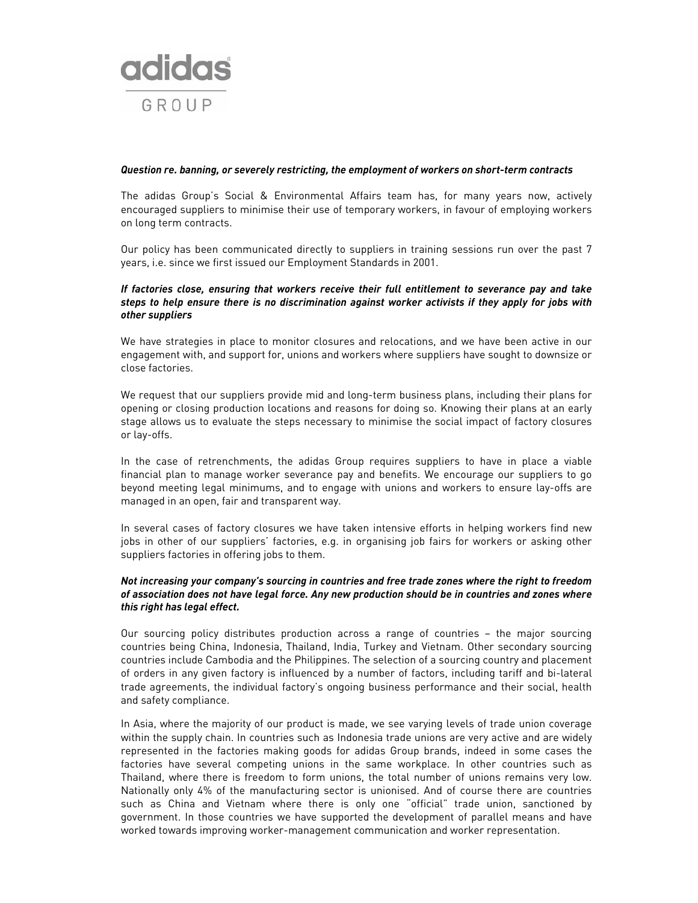***Question re. banning, or severely restricting, the employment of workers on short-term contracts***

The adidas Group's Social & Environmental Affairs team has, for many years now, actively encouraged suppliers to minimise their use of temporary workers, in favour of employing workers on long term contracts.

Our policy has been communicated directly to suppliers in training sessions run over the past 7 years, i.e. since we first issued our Employment Standards in 2001.

***If factories close, ensuring that workers receive their full entitlement to severance pay and take steps to help ensure there is no discrimination against worker activists if they apply for jobs with other suppliers***

We have strategies in place to monitor closures and relocations, and we have been active in our engagement with, and support for, unions and workers where suppliers have sought to downsize or close factories.

We request that our suppliers provide mid and long-term business plans, including their plans for opening or closing production locations and reasons for doing so. Knowing their plans at an early stage allows us to evaluate the steps necessary to minimise the social impact of factory closures or lay-offs.

In the case of retrenchments, the adidas Group requires suppliers to have in place a viable financial plan to manage worker severance pay and benefits. We encourage our suppliers to go beyond meeting legal minimums, and to engage with unions and workers to ensure lay-offs are managed in an open, fair and transparent way.

In several cases of factory closures we have taken intensive efforts in helping workers find new jobs in other of our suppliers' factories, e.g. in organising job fairs for workers or asking other suppliers factories in offering jobs to them.

***Not increasing your company's sourcing in countries and free trade zones where the right to freedom of association does not have legal force. Any new production should be in countries and zones where this right has legal effect.***

Our sourcing policy distributes production across a range of countries – the major sourcing countries being China, Indonesia, Thailand, India, Turkey and Vietnam. Other secondary sourcing countries include Cambodia and the Philippines. The selection of a sourcing country and placement of orders in any given factory is influenced by a number of factors, including tariff and bi-lateral trade agreements, the individual factory's ongoing business performance and their social, health and safety compliance.

In Asia, where the majority of our product is made, we see varying levels of trade union coverage within the supply chain. In countries such as Indonesia trade unions are very active and are widely represented in the factories making goods for adidas Group brands, indeed in some cases the factories have several competing unions in the same workplace. In other countries such as Thailand, where there is freedom to form unions, the total number of unions remains very low. Nationally only 4% of the manufacturing sector is unionised. And of course there are countries such as China and Vietnam where there is only one "official" trade union, sanctioned by government. In those countries we have supported the development of parallel means and have worked towards improving worker-management communication and worker representation.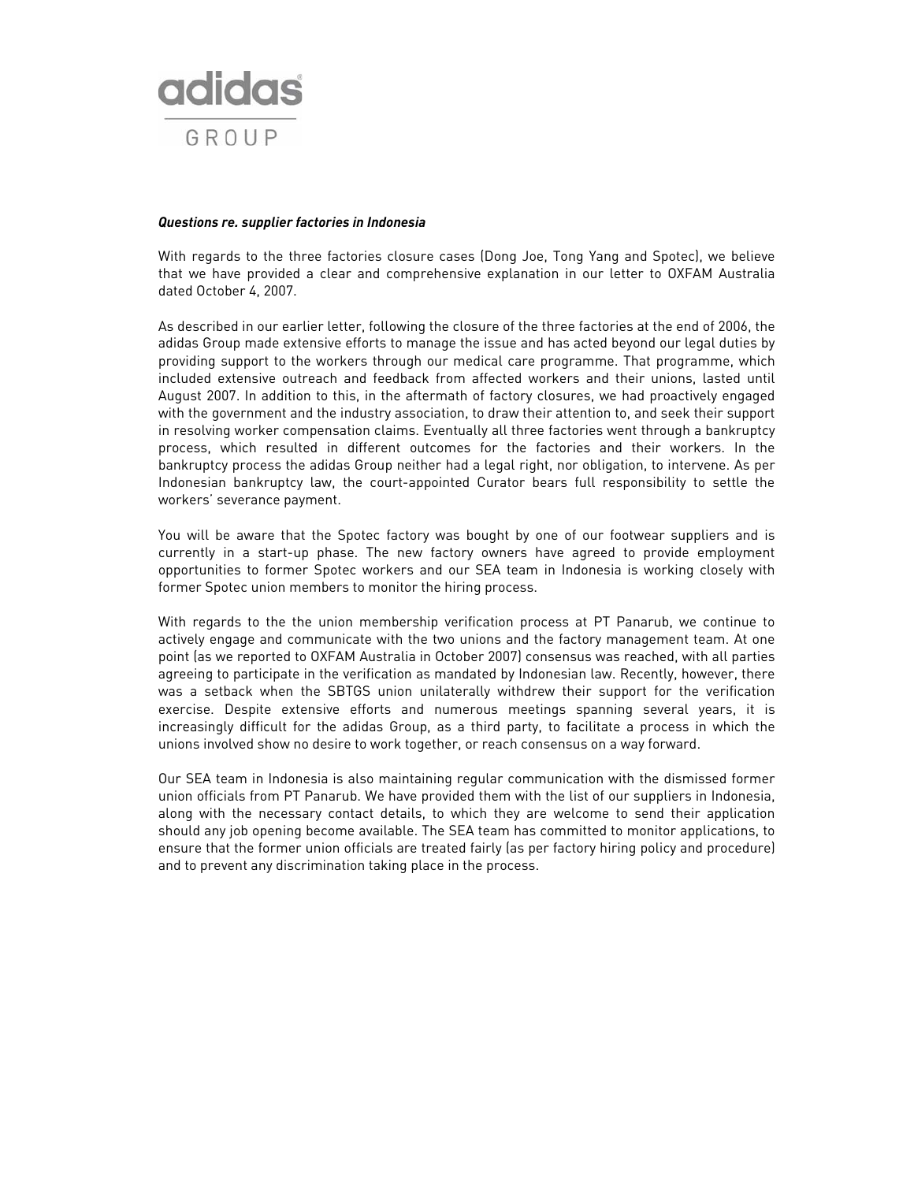adidas GROUP

***Questions re. supplier factories in Indonesia***

With regards to the three factories closure cases (Dong Joe, Tong Yang and Spotec), we believe that we have provided a clear and comprehensive explanation in our letter to OXFAM Australia dated October 4, 2007.

As described in our earlier letter, following the closure of the three factories at the end of 2006, the adidas Group made extensive efforts to manage the issue and has acted beyond our legal duties by providing support to the workers through our medical care programme. That programme, which included extensive outreach and feedback from affected workers and their unions, lasted until August 2007. In addition to this, in the aftermath of factory closures, we had proactively engaged with the government and the industry association, to draw their attention to, and seek their support in resolving worker compensation claims. Eventually all three factories went through a bankruptcy process, which resulted in different outcomes for the factories and their workers. In the bankruptcy process the adidas Group neither had a legal right, nor obligation, to intervene. As per Indonesian bankruptcy law, the court-appointed Curator bears full responsibility to settle the workers' severance payment.

You will be aware that the Spotec factory was bought by one of our footwear suppliers and is currently in a start-up phase. The new factory owners have agreed to provide employment opportunities to former Spotec workers and our SEA team in Indonesia is working closely with former Spotec union members to monitor the hiring process.

With regards to the the union membership verification process at PT Panarub, we continue to actively engage and communicate with the two unions and the factory management team. At one point (as we reported to OXFAM Australia in October 2007) consensus was reached, with all parties agreeing to participate in the verification as mandated by Indonesian law. Recently, however, there was a setback when the SBTGS union unilaterally withdrew their support for the verification exercise. Despite extensive efforts and numerous meetings spanning several years, it is increasingly difficult for the adidas Group, as a third party, to facilitate a process in which the unions involved show no desire to work together, or reach consensus on a way forward.

Our SEA team in Indonesia is also maintaining regular communication with the dismissed former union officials from PT Panarub. We have provided them with the list of our suppliers in Indonesia, along with the necessary contact details, to which they are welcome to send their application should any job opening become available. The SEA team has committed to monitor applications, to ensure that the former union officials are treated fairly (as per factory hiring policy and procedure) and to prevent any discrimination taking place in the process.